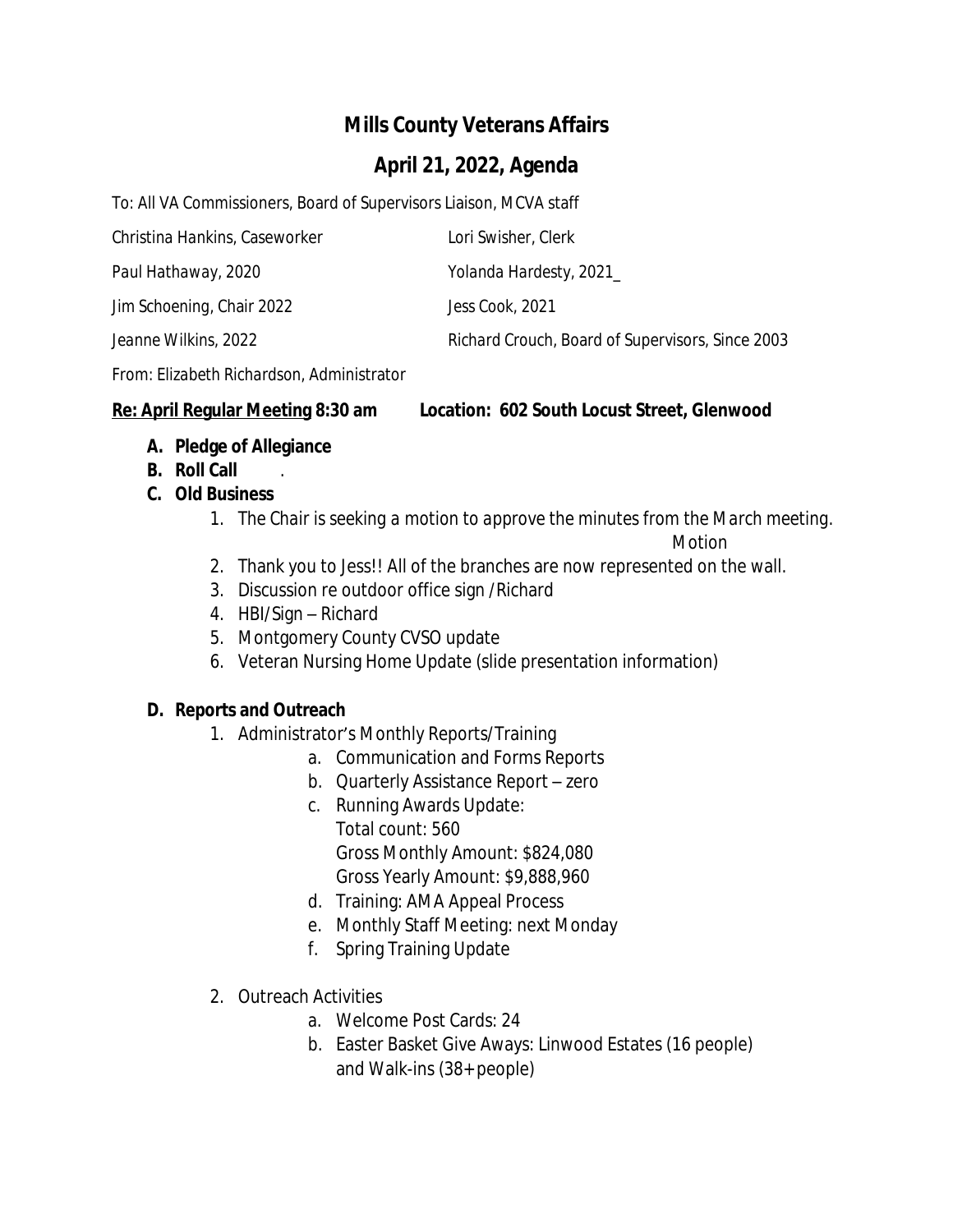# Mills County Veterans Affairs

## April 21, 2022, Agenda

To: All VA Commissioners, Board of Supervisors Liaison, MCVA staff

Christina Hankins, Caseworker — Lori Swisher, Clerk

Paul Hathaway, 2020 — Yolanda Hardesty, 2021_

Jim Schoening, Chair 2022 — Jess Cook, 2021

Jeanne Wilkins, 2022 — Richard Crouch, Board of Supervisors, Since 2003

From: Elizabeth Richardson, Administrator

**Re: April Regular Meeting 8:30 am     Location: 602 South Locust Street, Glenwood**

- **A. Pledge of Allegiance**
- **B. Roll Call** .
- **C. Old Business**
  1. The Chair is seeking a motion to approve the minutes from the March meeting.
     *Motion*
  2. Thank you to Jess!! All of the branches are now represented on the wall.
  3. Discussion re outdoor office sign /Richard
  4. HBI/Sign – Richard
  5. Montgomery County CVSO update
  6. Veteran Nursing Home Update (slide presentation information)

- **D. Reports and Outreach**
  1. Administrator's Monthly Reports/Training
     - a. Communication and Forms Reports
     - b. Quarterly Assistance Report – zero
     - c. Running Awards Update:
       Total count: 560
       Gross Monthly Amount: $824,080
       Gross Yearly Amount: $9,888,960
     - d. Training: AMA Appeal Process
     - e. Monthly Staff Meeting: next Monday
     - f. Spring Training Update
  2. Outreach Activities
     - a. Welcome Post Cards: 24
     - b. Easter Basket Give Aways: Linwood Estates (16 people) and Walk-ins (38+ people)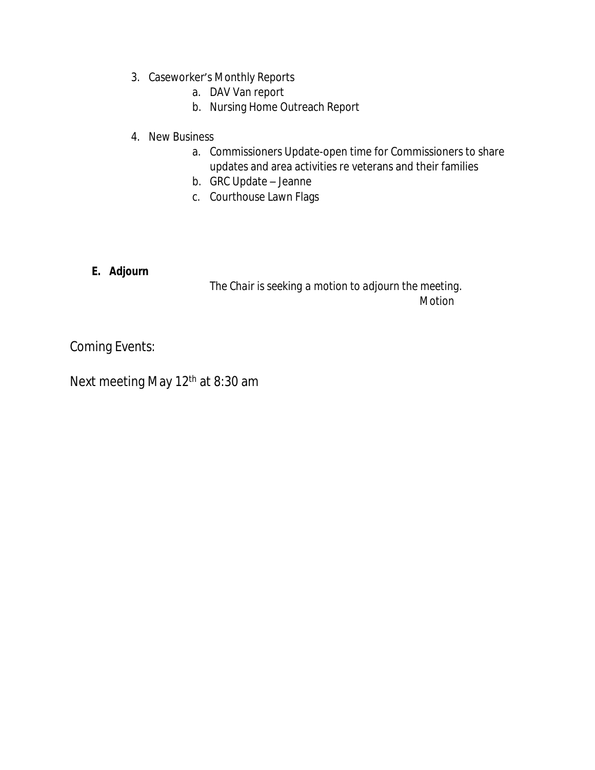3. Caseworker's Monthly Reports
    a. DAV Van report
    b. Nursing Home Outreach Report

4. New Business
    a. Commissioners Update-open time for Commissioners to share updates and area activities re veterans and their families
    b. GRC Update – Jeanne
    c. Courthouse Lawn Flags

**E. Adjourn**

The Chair is seeking a motion to adjourn the meeting.

Motion

Coming Events:

Next meeting May 12th at 8:30 am